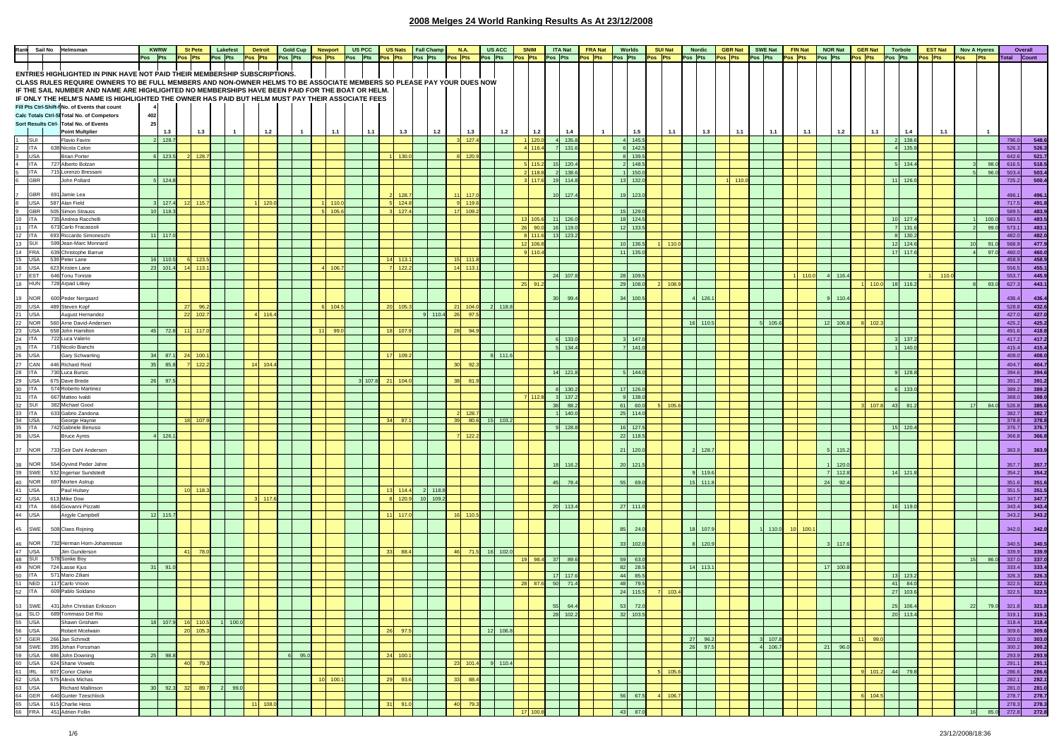# 2008 Melges 24 World Ranking Results As At 23/12/2008

ENTRIES HIGHLIGHTED IN PINK HAVE NOT PAID THEIR MEMBERSHIP SUBSCRIPTIONS.

CLASS RULES REQUIRE OWNERS TO BE FULL MEMBERS AND NON-OWNER HELMS TO BE ASSOCIATE MEMBERS SO PLEASE PAY YOUR DUES NOW

IF THE SAIL NUMBER AND NAME ARE HIGHLIGHTED NO MEMBERSHIPS HAVE BEEN PAID FOR THE BOAT OR HELM.

IF ONLY THE HELM'S NAME IS HIGHLIGHTED THE OWNER HAS PAID BUT HELM MUST PAY THEIR ASSOCIATE FEES

| | |
|---|---|
| Fill Pts Ctrl-Shift-I No. of Events that count | 4 |
| Calc Totals Ctrl-S Total No. of Competors | 402 |
| Sort Results Ctrl- Total No. of Events | 25 |

| Rank | Sail No | | Helmsman | KWRW | | St Pete | | Lakefest | | Detroit | | Gold Cup | | Newport | | US PCC | | US Nats | | Fall Champ | | N.A. | | US ACC | | SNIM | | ITA Nat | | FRA Nat | | Worlds | | SUI Nat | | Nordic | | GBR Nat | | SWE Nat | | FIN Nat | | NOR Nat | | GER Nat | | Torbole | | EST Nat | | Nov A Hyeres | | Overall | |
|---|---|---|---|---|---|---|---|---|---|---|---|---|---|---|---|---|---|---|---|---|---|---|---|---|---|---|---|---|---|---|---|---|---|---|---|---|---|---|---|---|---|---|---|---|---|---|---|---|---|---|---|---|---|---|---|
| | | | | Pos | Pts | Pos | Pts | Pos | Pts | Pos | Pts | Pos | Pts | Pos | Pts | Pos | Pts | Pos | Pts | Pos | Pts | Pos | Pts | Pos | Pts | Pos | Pts | Pos | Pts | Pos | Pts | Pos | Pts | Pos | Pts | Pos | Pts | Pos | Pts | Pos | Pts | Pos | Pts | Pos | Pts | Pos | Pts | Pos | Pts | Pos | Pts | Pos | Pts | Total | Count |
| | | | Point Multiplier | | 1.3 | | 1.3 | | 1 | | 1.2 | | 1 | | 1.1 | | 1.1 | | 1.3 | | 1.2 | | 1.3 | | 1.2 | | 1.2 | | 1.4 | | 1 | | 1.5 | | 1.1 | | 1.3 | | 1.1 | | 1.1 | | 1.1 | | 1.2 | | 1.1 | | 1.4 | | 1.1 | | 1 | | |
| 1 | SUI | | Flavio Favini | 2 | 128.7 | | | | | | | | | | | | | | | | | 3 | 127.4 | | | 1 | 120.0 | 4 | 135.8 | | | 4 | 145.5 | | | | | | | | | | | | | | | 2 | 138.6 | | | | | 796.0 | 548.6 |
| 2 | ITA | 638 | Nicola Celon | | | | | | | | | | | | | | | | | | | | | | | 4 | 116.4 | 7 | 131.6 | | | 6 | 142.5 | | | | | | | | | | | | | | | 4 | 135.8 | | | | | 526.3 | 526.3 |
| 3 | USA | | Brian Porter | 6 | 123.5 | 2 | 128.7 | | | | | | | | | | | 1 | 130.0 | | | 8 | 120.9 | | | | | | | | | 8 | 139.5 | | | | | | | | | | | | | | | | | | | | | 642.6 | 521.7 |
| 4 | ITA | 727 | Alberto Bolzan | | | | | | | | | | | | | | | | | | | | | | | 5 | 115.2 | 15 | 120.4 | | | 2 | 148.5 | | | | | | | | | | | | | | | 5 | 134.4 | | | 3 | 98.0 | 616.5 | 518.5 |
| 5 | ITA | 715 | Lorenzo Bressani | | | | | | | | | | | | | | | | | | | | | | | 2 | 118.8 | 2 | 138.6 | | | 1 | 150.0 | | | | | | | | | | | | | | | | | | | 5 | 96.0 | 503.4 | 503.4 |
| 6 | GBR | | John Pollard | 5 | 124.8 | | | | | | | | | | | | | | | | | | | | | 3 | 117.6 | 19 | 114.8 | | | 13 | 132.0 | | | | | 1 | 110.0 | | | | | | | | | 11 | 126.0 | | | | | 725.2 | 500.4 |
| 7 | GBR | 691 | Jamie Lea | | | | | | | | | | | | | | | 2 | 128.7 | | | 11 | 117.0 | | | | | 10 | 127.4 | | | 19 | 123.0 | | | | | | | | | | | | | | | | | | | | | 496.1 | 496.1 |
| 8 | USA | 587 | Alan Field | 3 | 127.4 | 12 | 115.7 | | | 1 | 120.0 | | | 1 | 110.0 | | | 5 | 124.8 | | | 9 | 119.6 | | | | | | | | | | | | | | | | | | | | | | | | | | | | | | | 717.5 | 491.8 |
| 9 | GBR | 505 | Simon Strauss | 10 | 118.3 | | | | | | | | | 5 | 105.6 | | | 3 | 127.4 | | | 17 | 109.2 | | | | | | | | | 15 | 129.0 | | | | | | | | | | | | | | | | | | | | | 589.5 | 483.9 |
| 10 | ITA | 735 | Andrea Racchelli | | | | | | | | | | | | | | | | | | | | | | | 13 | 105.6 | 11 | 126.0 | | | 18 | 124.5 | | | | | | | | | | | | | | | 10 | 127.4 | | | 1 | 100.0 | 583.5 | 483.5 |
| 11 | ITA | 673 | Carlo Fracassoli | | | | | | | | | | | | | | | | | | | | | | | 26 | 90.0 | 16 | 119.0 | | | 12 | 133.5 | | | | | | | | | | | | | | | 7 | 131.6 | | | 2 | 99.0 | 573.1 | 483.1 |
| 12 | ITA | 693 | Riccardo Simoneschi | 11 | 117.0 | | | | | | | | | | | | | | | | | | | | | 8 | 111.6 | 13 | 123.2 | | | | | | | | | | | | | | | | | | | 8 | 130.2 | | | | | 482.0 | 482.0 |
| 13 | SUI | 599 | Jean-Marc Monnard | | | | | | | | | | | | | | | | | | | | | | | 12 | 106.8 | | | | | 10 | 136.5 | 1 | 110.0 | | | | | | | | | | | | | 12 | 124.6 | | | 10 | 91.0 | 568.9 | 477.9 |
| 14 | FRA | 639 | Christophe Barrue | | | | | | | | | | | | | | | | | | | | | | | 9 | 110.4 | | | | | 11 | 135.0 | | | | | | | | | | | | | | | 17 | 117.6 | | | 4 | 97.0 | 460.0 | 460.0 |
| 15 | USA | 539 | Peter Lane | 16 | 110.5 | 6 | 123.5 | | | | | | | | | | | 14 | 113.1 | | | 15 | 111.8 | | | | | | | | | | | | | | | | | | | | | | | | | | | | | | | 458.9 | 458.9 |
| 16 | USA | 623 | Kristen Lane | 23 | 101.4 | 14 | 113.1 | | | | | | | 4 | 106.7 | | | 7 | 122.2 | | | 14 | 113.1 | | | | | | | | | | | | | | | | | | | | | | | | | | | | | | | 556.5 | 455.1 |
| 17 | EST | 646 | Tonu Toniste | | | | | | | | | | | | | | | | | | | | | | | | | 24 | 107.8 | | | 28 | 109.5 | | | | | | | | | 1 | 110.0 | 4 | 116.4 | | | | | 1 | 110.0 | | | 553.7 | 445.9 |
| 18 | HUN | 728 | Arpad Litkey | | | | | | | | | | | | | | | | | | | | | | | 25 | 91.2 | | | | | 29 | 108.0 | 2 | 108.9 | | | | | | | | | | | 1 | 110.0 | 18 | 116.2 | | | 8 | 93.0 | 627.3 | 443.1 |
| 19 | NOR | 600 | Peder Nergaard | | | | | | | | | | | | | | | | | | | | | | | | | 30 | 99.4 | | | 34 | 100.5 | | | 4 | 126.1 | | | | | | | 9 | 110.4 | | | | | | | | | 436.4 | 436.4 |
| 20 | USA | 489 | Steven Kopf | | | 27 | 96.2 | | | | | | | 6 | 104.5 | | | 20 | 105.3 | | | 21 | 104.0 | 2 | 118.8 | | | | | | | | | | | | | | | | | | | | | | | | | | | | | 528.8 | 432.6 |
| 21 | USA | | August Hernandez | | | 22 | 102.7 | | | 4 | 116.4 | | | | | | | | | 9 | 110.4 | 26 | 97.5 | | | | | | | | | | | | | | | | | | | | | | | | | | | | | | | 427.0 | 427.0 |
| 22 | NOR | 560 | Arne David-Andersen | | | | | | | | | | | | | | | | | | | | | | | | | | | | | | | | | 16 | 110.5 | | | 5 | 105.6 | | | 12 | 106.8 | 8 | 102.3 | | | | | | | 425.2 | 425.2 |
| 23 | USA | 658 | John Hamilton | 45 | 72.8 | 11 | 117.0 | | | | | | | 11 | 99.0 | | | 18 | 107.9 | | | 28 | 94.9 | | | | | | | | | | | | | | | | | | | | | | | | | | | | | | | 491.6 | 418.8 |
| 24 | ITA | 722 | Luca Valerio | | | | | | | | | | | | | | | | | | | | | | | | | 6 | 133.0 | | | 3 | 147.0 | | | | | | | | | | | | | | | 3 | 137.2 | | | | | 417.2 | 417.2 |
| 25 | ITA | 716 | Nicolo Bianchi | | | | | | | | | | | | | | | | | | | | | | | | | 5 | 134.4 | | | 7 | 141.0 | | | | | | | | | | | | | | | 1 | 140.0 | | | | | 415.4 | 415.4 |
| 26 | USA | | Gary Schwarting | 34 | 87.1 | 24 | 100.1 | | | | | | | | | | | 17 | 109.2 | | | | | 8 | 111.6 | | | | | | | | | | | | | | | | | | | | | | | | | | | | | 408.0 | 408.0 |
| 27 | CAN | 446 | Richard Reid | 35 | 85.8 | 7 | 122.2 | | | 14 | 104.4 | | | | | | | | | | | 30 | 92.3 | | | | | | | | | | | | | | | | | | | | | | | | | | | | | | | 404.7 | 404.7 |
| 28 | ITA | 730 | Luca Bursic | | | | | | | | | | | | | | | | | | | | | | | | | 14 | 121.8 | | | 5 | 144.0 | | | | | | | | | | | | | | | 9 | 128.8 | | | | | 394.6 | 394.6 |
| 29 | USA | 675 | Dave Brede | 26 | 97.5 | | | | | | | | | | | 3 | 107.8 | 21 | 104.0 | | | 38 | 81.9 | | | | | | | | | | | | | | | | | | | | | | | | | | | | | | | 391.2 | 391.2 |
| 30 | ITA | 574 | Roberto Martinez | | | | | | | | | | | | | | | | | | | | | | | | | 8 | 130.2 | | | 17 | 126.0 | | | | | | | | | | | | | | | 6 | 133.0 | | | | | 389.2 | 389.2 |
| 31 | ITA | 667 | Matteo Ivaldi | | | | | | | | | | | | | | | | | | | | | | | 7 | 112.8 | 3 | 137.2 | | | 9 | 138.0 | | | | | | | | | | | | | | | | | | | | | 388.0 | 388.0 |
| 32 | SUI | 382 | Michael Good | | | | | | | | | | | | | | | | | | | | | | | | | 38 | 88.2 | | | 61 | 60.0 | 5 | 105.6 | | | | | | | | | | | 3 | 107.8 | 43 | 81.2 | | | 17 | 84.0 | 526.8 | 385.6 |
| 33 | ITA | 633 | Gabrio Zandona | | | | | | | | | | | | | | | | | | | 2 | 128.7 | | | | | 1 | 140.0 | | | 25 | 114.0 | | | | | | | | | | | | | | | | | | | | | 382.7 | 382.7 |
| 34 | USA | | George Haynie | | | 18 | 107.9 | | | | | | | | | | | 34 | 87.1 | | | 39 | 80.6 | 15 | 103.2 | | | | | | | | | | | | | | | | | | | | | | | | | | | | | 378.8 | 378.8 |
| 35 | ITA | 742 | Gabriele Benussi | | | | | | | | | | | | | | | | | | | | | | | | | 9 | 128.8 | | | 16 | 127.5 | | | | | | | | | | | | | | | 15 | 120.4 | | | | | 376.7 | 376.7 |
| 36 | USA | | Bruce Ayres | 4 | 126.1 | | | | | | | | | | | | | | | | | 7 | 122.2 | | | | | | | | | 22 | 118.5 | | | | | | | | | | | | | | | | | | | | | 366.8 | 366.8 |
| 37 | NOR | 733 | Geir Dahl Andersen | | | | | | | | | | | | | | | | | | | | | | | | | | | | | 21 | 120.0 | | | 2 | 128.7 | | | | | | | 5 | 115.2 | | | | | | | | | 363.9 | 363.9 |
| 38 | NOR | 554 | Oyvind Peder Jahre | | | | | | | | | | | | | | | | | | | | | | | | | 18 | 116.2 | | | 20 | 121.5 | | | | | | | | | | | 1 | 120.0 | | | | | | | | | 357.7 | 357.7 |
| 39 | SWE | 532 | Ingemar Sundstedt | | | | | | | | | | | | | | | | | | | | | | | | | | | | | | | | | 9 | 119.6 | | | | | | | 7 | 112.8 | | | 14 | 121.8 | | | | | 354.2 | 354.2 |
| 40 | NOR | 697 | Morten Astrup | | | | | | | | | | | | | | | | | | | | | | | | | 45 | 78.4 | | | 55 | 69.0 | | | 15 | 111.8 | | | | | | | 24 | 92.4 | | | | | | | | | 351.6 | 351.6 |
| 41 | USA | | Paul Hulsey | | | 10 | 118.3 | | | | | | | | | | | 13 | 114.4 | 2 | 118.8 | | | | | | | | | | | | | | | | | | | | | | | | | | | | | | | | | 351.5 | 351.5 |
| 42 | USA | 613 | Mike Dow | | | | | | | 3 | 117.6 | | | | | | | 8 | 120.9 | 10 | 109.2 | | | | | | | | | | | | | | | | | | | | | | | | | | | | | | | | | 347.7 | 347.7 |
| 43 | ITA | 664 | Giovanni Pizzatti | | | | | | | | | | | | | | | | | | | | | | | | | 20 | 113.4 | | | 27 | 111.0 | | | | | | | | | | | | | | | 16 | 119.0 | | | | | 343.4 | 343.4 |
| 44 | USA | | Argyle Campbell | 12 | 115.7 | | | | | | | | | | | | | 11 | 117.0 | | | 16 | 110.5 | | | | | | | | | | | | | | | | | | | | | | | | | | | | | | | 343.2 | 343.2 |
| 45 | SWE | 508 | Claes Rojning | | | | | | | | | | | | | | | | | | | | | | | | | | | | | 85 | 24.0 | | | 18 | 107.9 | | | 1 | 110.0 | 10 | 100.1 | | | | | | | | | | | 342.0 | 342.0 |
| 46 | NOR | 732 | Herman Horn-Johannesse | | | | | | | | | | | | | | | | | | | | | | | | | | | | | 33 | 102.0 | | | 8 | 120.9 | | | | | | | 3 | 117.6 | | | | | | | | | 340.5 | 340.5 |
| 47 | USA | | Jim Gunderson | | | 41 | 78.0 | | | | | | | | | | | 33 | 88.4 | | | 46 | 71.5 | 16 | 102.0 | | | | | | | | | | | | | | | | | | | | | | | | | | | | | 339.9 | 339.9 |
| 48 | SUI | 578 | Sonke Boy | | | | | | | | | | | | | | | | | | | | | | | 19 | 98.4 | 37 | 89.6 | | | 59 | 63.0 | | | | | | | | | | | | | | | | | | | 15 | 86.0 | 337.0 | 337.0 |
| 49 | NOR | 724 | Lasse Kjus | 31 | 91.0 | | | | | | | | | | | | | | | | | | | | | | | | | | | 82 | 28.5 | | | 14 | 113.1 | | | | | | | 17 | 100.8 | | | | | | | | | 333.4 | 333.4 |
| 50 | ITA | 571 | Mario Ziliani | | | | | | | | | | | | | | | | | | | | | | | | | 17 | 117.6 | | | 44 | 85.5 | | | | | | | | | | | | | | | 13 | 123.2 | | | | | 326.3 | 326.3 |
| 51 | NED | 117 | Carlo Vroon | | | | | | | | | | | | | | | | | | | | | | | 28 | 87.6 | 50 | 71.4 | | | 48 | 79.5 | | | | | | | | | | | | | | | 41 | 84.0 | | | | | 322.5 | 322.5 |
| 52 | ITA | 609 | Pablo Soldano | | | | | | | | | | | | | | | | | | | | | | | | | | | | | 24 | 115.5 | 7 | 103.4 | | | | | | | | | | | | | 27 | 103.6 | | | | | 322.5 | 322.5 |
| 53 | SWE | 431 | John Christian Eriksson | | | | | | | | | | | | | | | | | | | | | | | | | 55 | 64.4 | | | 53 | 72.0 | | | | | | | | | | | | | | | 25 | 106.4 | | | 22 | 79.0 | 321.8 | 321.8 |
| 54 | SLO | 689 | Tommaso Del Rio | | | | | | | | | | | | | | | | | | | | | | | | | 28 | 102.2 | | | 32 | 103.5 | | | | | | | | | | | | | | | 20 | 113.4 | | | | | 319.1 | 319.1 |
| 55 | USA | | Shawn Grisham | 18 | 107.9 | 16 | 110.5 | 1 | 100.0 | | | | | | | | | | | | | | | | | | | | | | | | | | | | | | | | | | | | | | | | | | | | | 318.4 | 318.4 |
| 56 | USA | | Robert Mcelwain | | | 20 | 105.3 | | | | | | | | | | | 26 | 97.5 | | | | | 12 | 106.8 | | | | | | | | | | | | | | | | | | | | | | | | | | | | | 309.6 | 309.6 |
| 57 | GER | 266 | Jan Schmidt | | | | | | | | | | | | | | | | | | | | | | | | | | | | | | | | | 27 | 96.2 | | | 3 | 107.8 | | | | | 11 | 99.0 | | | | | | | 303.0 | 303.0 |
| 58 | SWE | 395 | Johan Forssman | | | | | | | | | | | | | | | | | | | | | | | | | | | | | | | | | 26 | 97.5 | | | 4 | 106.7 | | | 21 | 96.0 | | | | | | | | | 300.2 | 300.2 |
| 59 | USA | 686 | John Downing | 25 | 98.8 | | | | | | | 6 | 95.0 | | | | | 24 | 100.1 | | | | | | | | | | | | | | | | | | | | | | | | | | | | | | | | | | | 293.9 | 293.9 |
| 60 | USA | 624 | Shane Vowels | | | 40 | 79.3 | | | | | | | | | | | | | | | 23 | 101.4 | 9 | 110.4 | | | | | | | | | | | | | | | | | | | | | | | | | | | | | 291.1 | 291.1 |
| 61 | IRL | 607 | Conor Clarke | | | | | | | | | | | | | | | | | | | | | | | | | | | | | | | 5 | 105.6 | | | | | | | | | | | 9 | 101.2 | 44 | 79.8 | | | | | 286.6 | 286.6 |
| 62 | USA | 575 | Alexis Michas | | | | | | | | | | | 10 | 100.1 | | | 29 | 93.6 | | | 33 | 88.4 | | | | | | | | | | | | | | | | | | | | | | | | | | | | | | | 282.1 | 282.1 |
| 63 | USA | | Richard Mallinson | 30 | 92.3 | 32 | 89.7 | 2 | 99.0 | | | | | | | | | | | | | | | | | | | | | | | | | | | | | | | | | | | | | | | | | | | | | 281.0 | 281.0 |
| 64 | GER | 640 | Gunter Tzeschlock | | | | | | | | | | | | | | | | | | | | | | | | | | | | | 56 | 67.5 | 4 | 106.7 | | | | | | | | | | | 6 | 104.5 | | | | | | | 278.7 | 278.7 |
| 65 | USA | 615 | Charlie Hess | | | | | | | 11 | 108.0 | | | | | | | 31 | 91.0 | | | 40 | 79.3 | | | | | | | | | | | | | | | | | | | | | | | | | | | | | | | 278.3 | 278.3 |
| 66 | FRA | 451 | Adrien Follin | | | | | | | | | | | | | | | | | | | | | | | 17 | 100.8 | | | | | 43 | 87.0 | | | | | | | | | | | | | | | | | | | 16 | 85.0 | 272.8 | 272.8 |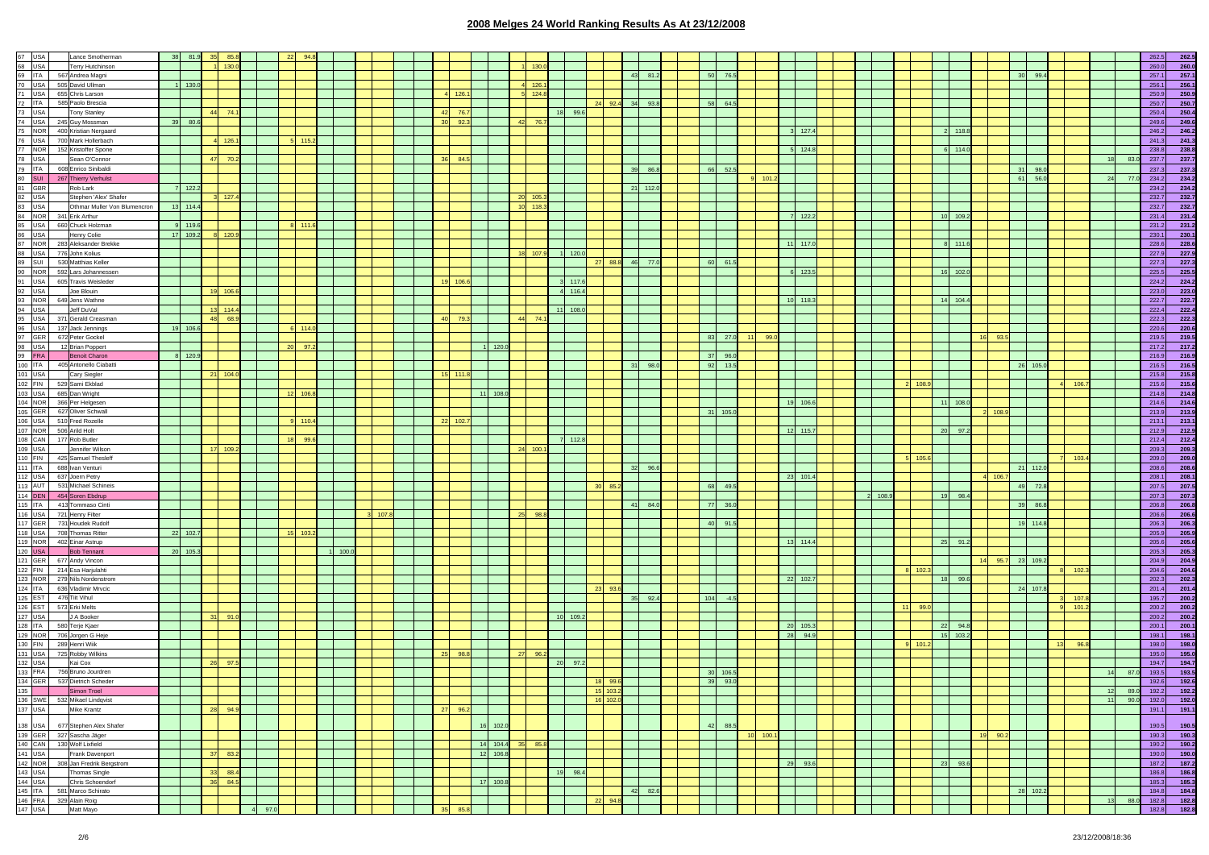# 2008 Melges 24 World Ranking Results As At 23/12/2008

| | | | | | | | | | | | | | | | | | | | | | | | | | | | | | | | | | | | | | | | | | | | | | | | | | |
|---|---|---|---|---|---|---|---|---|---|---|---|---|---|---|---|---|---|---|---|---|---|---|---|---|---|---|---|---|---|---|---|---|---|---|---|---|---|---|---|---|---|---|---|---|---|---|---|---|---|
| 67 | USA | | Lance Smotherman | 38 | 81.9 | 35 | 85.8 | | | 22 | 94.8 | | | | | | | | | | | | | | | | | | | | | | | | | | | | | | | | | | | | | 262.5 | 262.5 |
| 68 | USA | | Terry Hutchinson | | | 1 | 130.0 | | | | | | | | | | | | | 1 | 130.0 | | | | | | | | | | | | | | | | | | | | | | | | | | | 260.0 | 260.0 |
| 69 | ITA | 567 | Andrea Magni | | | | | | | | | | | | | | | | | | | | | | | 43 | 81.2 | 50 | 76.5 | | | | | | | | | | | | | | | 30 | 99.4 | | | | | 257.1 | 257.1 |
| 70 | USA | 505 | David Ullman | 1 | 130.0 | | | | | | | | | | | | | | | 4 | 126.1 | | | | | | | | | | | | | | | | | | | | | | | | | | | 256.1 | 256.1 |
| 71 | USA | 655 | Chris Larson | | | | | | | | | | | | | 4 | 126.1 | | | 5 | 124.8 | | | | | | | | | | | | | | | | | | | | | | | | | | | 250.9 | 250.9 |
| 72 | ITA | 585 | Paolo Brescia | | | | | | | | | | | | | | | | | | | | | 24 | 92.4 | 34 | 93.8 | 58 | 64.5 | | | | | | | | | | | | | | | | | | | 250.7 | 250.7 |
| 73 | USA | | Tony Stanley | | | 44 | 74.1 | | | | | | | | | 42 | 76.7 | | | | | 18 | 99.6 | | | | | | | | | | | | | | | | | | | | | | | | | 250.4 | 250.4 |
| 74 | USA | 245 | Guy Mossman | 39 | 80.6 | | | | | | | | | | | 30 | 92.3 | | | 42 | 76.7 | | | | | | | | | | | | | | | | | | | | | | | | | | | 249.6 | 249.6 |
| 75 | NOR | 400 | Kristian Nergaard | | | | | | | | | | | | | | | | | | | | | | | | | | | | | 3 | 127.4 | | | | | 2 | 118.8 | | | | | | | | | 246.2 | 246.2 |
| 76 | USA | 700 | Mark Hollerbach | | | 4 | 126.1 | | | 5 | 115.2 | | | | | | | | | | | | | | | | | | | | | | | | | | | | | | | | | | | | | 241.3 | 241.3 |
| 77 | NOR | 152 | Kristoffer Spone | | | | | | | | | | | | | | | | | | | | | | | | | | | | | 5 | 124.8 | | | | | 6 | 114.0 | | | | | | | | | 238.8 | 238.8 |
| 78 | USA | | Sean O'Connor | | | 47 | 70.2 | | | | | | | | | 36 | 84.5 | | | | | | | | | | | | | | | | | | | | | | | | | | | | | 18 | 83.0 | 237.7 | 237.7 |
| 79 | ITA | 608 | Enrico Sinibaldi | | | | | | | | | | | | | | | | | | | | | | | 39 | 86.8 | 66 | 52.5 | | | | | | | | | | | | | 31 | 98.0 | | | | | 237.3 | 237.3 |
| 80 | SUI | 267 | Thierry Verhulst | | | | | | | | | | | | | | | | | | | | | | | | | | | 9 | 101.2 | | | | | | | | | | | 61 | 56.0 | | | 24 | 77.0 | 234.2 | 234.2 |
| 81 | GBR | | Rob Lark | 7 | 122.2 | | | | | | | | | | | | | | | | | | | | | 21 | 112.0 | | | | | | | | | | | | | | | | | | | | | 234.2 | 234.2 |
| 82 | USA | | Stephen 'Alex' Shafer | | | 3 | 127.4 | | | | | | | | | | | | | 20 | 105.3 | | | | | | | | | | | | | | | | | | | | | | | | | | | 232.7 | 232.7 |
| 83 | USA | | Othmar Muller Von Blumencron | 13 | 114.4 | | | | | | | | | | | | | | | 10 | 118.3 | | | | | | | | | | | | | | | | | | | | | | | | | | | 232.7 | 232.7 |
| 84 | NOR | 341 | Erik Arthur | | | | | | | | | | | | | | | | | | | | | | | | | | | | | 7 | 122.2 | | | | | 10 | 109.2 | | | | | | | | | 231.4 | 231.4 |
| 85 | USA | 660 | Chuck Holzman | 9 | 119.6 | | | | | 8 | 111.6 | | | | | | | | | | | | | | | | | | | | | | | | | | | | | | | | | | | | | 231.2 | 231.2 |
| 86 | USA | | Henry Colie | 17 | 109.2 | 8 | 120.9 | | | | | | | | | | | | | | | | | | | | | | | | | | | | | | | | | | | | | | | | | 230.1 | 230.1 |
| 87 | NOR | 283 | Aleksander Brekke | | | | | | | | | | | | | | | | | | | | | | | | | | | | | 11 | 117.0 | | | | | 8 | 111.6 | | | | | | | | | 228.6 | 228.6 |
| 88 | USA | 776 | John Kolius | | | | | | | | | | | | | | | | | 18 | 107.9 | 1 | 120.0 | | | | | | | | | | | | | | | | | | | | | | | | | 227.9 | 227.9 |
| 89 | SUI | 530 | Matthias Keller | | | | | | | | | | | | | | | | | | | | | 27 | 88.8 | 46 | 77.0 | 60 | 61.5 | | | | | | | | | | | | | | | | | | | 227.3 | 227.3 |
| 90 | NOR | 592 | Lars Johannessen | | | | | | | | | | | | | | | | | | | | | | | | | | | | | 6 | 123.5 | | | | | 16 | 102.0 | | | | | | | | | 225.5 | 225.5 |
| 91 | USA | 605 | Travis Weisleder | | | | | | | | | | | | | 19 | 106.6 | | | | | 3 | 117.6 | | | | | | | | | | | | | | | | | | | | | | | | | 224.2 | 224.2 |
| 92 | USA | | Joe Blouin | | | 19 | 106.6 | | | | | | | | | | | | | | | 4 | 116.4 | | | | | | | | | | | | | | | | | | | | | | | | | 223.0 | 223.0 |
| 93 | NOR | 649 | Jens Wathne | | | | | | | | | | | | | | | | | | | | | | | | | | | | | 10 | 118.3 | | | | | 14 | 104.4 | | | | | | | | | 222.7 | 222.7 |
| 94 | USA | | Jeff DuVal | | | 13 | 114.4 | | | | | | | | | | | | | | | 11 | 108.0 | | | | | | | | | | | | | | | | | | | | | | | | | 222.4 | 222.4 |
| 95 | USA | 371 | Gerald Creasman | | | 48 | 68.9 | | | | | | | | | 40 | 79.3 | | | 44 | 74.1 | | | | | | | | | | | | | | | | | | | | | | | | | | | 222.3 | 222.3 |
| 96 | USA | 137 | Jack Jennings | 19 | 106.6 | | | | | 6 | 114.0 | | | | | | | | | | | | | | | | | | | | | | | | | | | | | | | | | | | | | 220.6 | 220.6 |
| 97 | GER | 672 | Peter Gockel | | | | | | | | | | | | | | | | | | | | | | | | | 83 | 27.0 | 11 | 99.0 | | | | | | | | | 16 | 93.5 | | | | | | | 219.5 | 219.5 |
| 98 | USA | 12 | Brian Poppert | | | | | | | 20 | 97.2 | | | | | | | 1 | 120.0 | | | | | | | | | | | | | | | | | | | | | | | | | | | | | 217.2 | 217.2 |
| 99 | FRA | | Benoit Charon | 8 | 120.9 | | | | | | | | | | | | | | | | | | | | | | | 37 | 96.0 | | | | | | | | | | | | | | | | | | | 216.9 | 216.9 |
| 100 | ITA | 405 | Antonello Ciabatti | | | | | | | | | | | | | | | | | | | | | | | 31 | 98.0 | 92 | 13.5 | | | | | | | | | | | | | 26 | 105.0 | | | | | 216.5 | 216.5 |
| 101 | USA | | Cary Siegler | | | 21 | 104.0 | | | | | | | | | 15 | 111.8 | | | | | | | | | | | | | | | | | | | | | | | | | | | | | | | 215.8 | 215.8 |
| 102 | FIN | 529 | Sami Ekblad | | | | | | | | | | | | | | | | | | | | | | | | | | | | | | | | | 2 | 108.9 | | | | | | | 4 | 106.7 | | | 215.6 | 215.6 |
| 103 | USA | 685 | Dan Wright | | | | | | | 12 | 106.8 | | | | | | | 11 | 108.0 | | | | | | | | | | | | | | | | | | | | | | | | | | | | | 214.8 | 214.8 |
| 104 | NOR | 366 | Per Helgesen | | | | | | | | | | | | | | | | | | | | | | | | | | | | | 19 | 106.6 | | | | | 11 | 108.0 | | | | | | | | | 214.6 | 214.6 |
| 105 | GER | 627 | Oliver Schwall | | | | | | | | | | | | | | | | | | | | | | | | | 31 | 105.0 | | | | | | | | | | | 2 | 108.9 | | | | | | | 213.9 | 213.9 |
| 106 | USA | 510 | Fred Rozelle | | | | | | | 9 | 110.4 | | | | | 22 | 102.7 | | | | | | | | | | | | | | | | | | | | | | | | | | | | | | | 213.1 | 213.1 |
| 107 | NOR | 506 | Arild Holt | | | | | | | | | | | | | | | | | | | | | | | | | | | | | 12 | 115.7 | | | | | 20 | 97.2 | | | | | | | | | 212.9 | 212.9 |
| 108 | CAN | 177 | Rob Butler | | | | | | | 18 | 99.6 | | | | | | | | | | | 7 | 112.8 | | | | | | | | | | | | | | | | | | | | | | | | | 212.4 | 212.4 |
| 109 | USA | | Jennifer Wilson | | | 17 | 109.2 | | | | | | | | | | | | | 24 | 100.1 | | | | | | | | | | | | | | | | | | | | | | | | | | | 209.3 | 209.3 |
| 110 | FIN | 425 | Samuel Thesleff | | | | | | | | | | | | | | | | | | | | | | | | | | | | | | | | | 5 | 105.6 | | | | | | | 7 | 103.4 | | | 209.0 | 209.0 |
| 111 | ITA | 688 | Ivan Venturi | | | | | | | | | | | | | | | | | | | | | | | 32 | 96.6 | | | | | | | | | | | | | | | 21 | 112.0 | | | | | 208.6 | 208.6 |
| 112 | USA | 637 | Joern Petry | | | | | | | | | | | | | | | | | | | | | | | | | | | | | 23 | 101.4 | | | | | | | 4 | 106.7 | | | | | | | 208.1 | 208.1 |
| 113 | AUT | 531 | Michael Schineis | | | | | | | | | | | | | | | | | | | | | 30 | 85.2 | | | 68 | 49.5 | | | | | | | | | | | | | 49 | 72.8 | | | | | 207.5 | 207.5 |
| 114 | DEN | 454 | Soren Ebdrup | | | | | | | | | | | | | | | | | | | | | | | | | | | | | | | 2 | 108.9 | | | 19 | 98.4 | | | | | | | | | 207.3 | 207.3 |
| 115 | ITA | 413 | Tommaso Cinti | | | | | | | | | | | | | | | | | | | | | | | 41 | 84.0 | 77 | 36.0 | | | | | | | | | | | | | 39 | 86.8 | | | | | 206.8 | 206.8 |
| 116 | USA | 721 | Henry Filter | | | | | | | | | | | 3 | 107.8 | | | | | 25 | 98.8 | | | | | | | | | | | | | | | | | | | | | | | | | | | 206.6 | 206.6 |
| 117 | GER | 731 | Houdek Rudolf | | | | | | | | | | | | | | | | | | | | | | | | | 40 | 91.5 | | | | | | | | | | | | | 19 | 114.8 | | | | | 206.3 | 206.3 |
| 118 | USA | 708 | Thomas Ritter | 22 | 102.7 | | | | | 15 | 103.2 | | | | | | | | | | | | | | | | | | | | | | | | | | | | | | | | | | | | | 205.9 | 205.9 |
| 119 | NOR | 402 | Einar Astrup | | | | | | | | | | | | | | | | | | | | | | | | | | | | | 13 | 114.4 | | | | | 25 | 91.2 | | | | | | | | | 205.6 | 205.6 |
| 120 | USA | | Bob Tennant | 20 | 105.3 | | | | | | | 1 | 100.0 | | | | | | | | | | | | | | | | | | | | | | | | | | | | | | | | | | | 205.3 | 205.3 |
| 121 | GER | 677 | Andy Vincon | | | | | | | | | | | | | | | | | | | | | | | | | | | | | | | | | | | | | 14 | 95.7 | 23 | 109.2 | | | | | 204.9 | 204.9 |
| 122 | FIN | 214 | Esa Harjulahti | | | | | | | | | | | | | | | | | | | | | | | | | | | | | | | | | 8 | 102.3 | | | | | | | 8 | 102.3 | | | 204.6 | 204.6 |
| 123 | NOR | 279 | Nils Nordenstrom | | | | | | | | | | | | | | | | | | | | | | | | | | | | | 22 | 102.7 | | | | | 18 | 99.6 | | | | | | | | | 202.3 | 202.3 |
| 124 | ITA | 636 | Vladimir Mrvcic | | | | | | | | | | | | | | | | | | | | | 23 | 93.6 | | | | | | | | | | | | | | | | | 24 | 107.8 | | | | | 201.4 | 201.4 |
| 125 | EST | 476 | Tiit Vihul | | | | | | | | | | | | | | | | | | | | | | | 35 | 92.4 | 104 | -4.5 | | | | | | | | | | | | | | | 3 | 107.8 | | | 195.7 | 200.2 |
| 126 | EST | 573 | Erki Melts | | | | | | | | | | | | | | | | | | | | | | | | | | | | | | | | | 11 | 99.0 | | | | | | | 9 | 101.2 | | | 200.2 | 200.2 |
| 127 | USA | | J A Booker | | | 31 | 91.0 | | | | | | | | | | | | | | | 10 | 109.2 | | | | | | | | | | | | | | | | | | | | | | | | | 200.2 | 200.2 |
| 128 | ITA | 580 | Terje Kjaer | | | | | | | | | | | | | | | | | | | | | | | | | | | | | 20 | 105.3 | | | | | 22 | 94.8 | | | | | | | | | 200.1 | 200.1 |
| 129 | NOR | 706 | Jorgen G Heje | | | | | | | | | | | | | | | | | | | | | | | | | | | | | 28 | 94.9 | | | | | 15 | 103.2 | | | | | | | | | 198.1 | 198.1 |
| 130 | FIN | 289 | Henri Wiik | | | | | | | | | | | | | | | | | | | | | | | | | | | | | | | | | 9 | 101.2 | | | | | | | 13 | 96.8 | | | 198.0 | 198.0 |
| 131 | USA | 725 | Robby Wilkins | | | | | | | | | | | | | 25 | 98.8 | | | 27 | 96.2 | | | | | | | | | | | | | | | | | | | | | | | | | | | 195.0 | 195.0 |
| 132 | USA | | Kai Cox | | | 26 | 97.5 | | | | | | | | | | | | | | | 20 | 97.2 | | | | | | | | | | | | | | | | | | | | | | | | | 194.7 | 194.7 |
| 133 | FRA | 756 | Bruno Jourdren | | | | | | | | | | | | | | | | | | | | | | | | | 30 | 106.5 | | | | | | | | | | | | | | | | | 14 | 87.0 | 193.5 | 193.5 |
| 134 | GER | 537 | Dietrich Scheder | | | | | | | | | | | | | | | | | | | | | 18 | 99.6 | | | 39 | 93.0 | | | | | | | | | | | | | | | | | | | 192.6 | 192.6 |
| 135 | | | Simon Troel | | | | | | | | | | | | | | | | | | | | | 15 | 103.2 | | | | | | | | | | | | | | | | | | | | | 12 | 89.0 | 192.2 | 192.2 |
| 136 | SWE | 532 | Mikael Lindqvist | | | | | | | | | | | | | | | | | | | | | 16 | 102.0 | | | | | | | | | | | | | | | | | | | | | 11 | 90.0 | 192.0 | 192.0 |
| 137 | USA | | Mike Krantz | | | 28 | 94.9 | | | | | | | | | 27 | 96.2 | | | | | | | | | | | | | | | | | | | | | | | | | | | | | | | 191.1 | 191.1 |
| 138 | USA | 677 | Stephen Alex Shafer | | | | | | | | | | | | | | | 16 | 102.0 | | | | | | | | | 42 | 88.5 | | | | | | | | | | | | | | | | | | | 190.5 | 190.5 |
| 139 | GER | 327 | Sascha Jäger | | | | | | | | | | | | | | | | | | | | | | | | | | | 10 | 100.1 | | | | | | | | | 19 | 90.2 | | | | | | | 190.3 | 190.3 |
| 140 | CAN | 130 | Wolf Liebeld | | | | | | | | | | | | | | | 14 | 104.4 | 35 | 85.8 | | | | | | | | | | | | | | | | | | | | | | | | | | | 190.2 | 190.2 |
| 141 | USA | | Frank Davenport | | | 37 | 83.2 | | | | | | | | | | | 12 | 106.8 | | | | | | | | | | | | | | | | | | | | | | | | | | | | | 190.0 | 190.0 |
| 142 | NOR | 308 | Jan Fredrik Bergstrom | | | | | | | | | | | | | | | | | | | | | | | | | | | | | 29 | 93.6 | | | | | 23 | 93.6 | | | | | | | | | 187.2 | 187.2 |
| 143 | USA | | Thomas Single | | | 33 | 88.4 | | | | | | | | | | | | | | | 19 | 98.4 | | | | | | | | | | | | | | | | | | | | | | | | | 186.8 | 186.8 |
| 144 | USA | | Chris Schoendorf | | | 36 | 84.5 | | | | | | | | | | | 17 | 100.8 | | | | | | | | | | | | | | | | | | | | | | | | | | | | | 185.3 | 185.3 |
| 145 | ITA | 581 | Marco Schirato | | | | | | | | | | | | | | | | | | | | | | | 42 | 82.6 | | | | | | | | | | | | | | | 28 | 102.2 | | | | | 184.8 | 184.8 |
| 146 | FRA | 329 | Alain Roig | | | | | | | | | | | | | | | | | | | | | 22 | 94.8 | | | | | | | | | | | | | | | | | | | | | 13 | 88.0 | 182.8 | 182.8 |
| 147 | USA | | Matt Mayo | | | | | 4 | 97.0 | | | | | | | 35 | 85.8 | | | | | | | | | | | | | | | | | | | | | | | | | | | | | | | 182.8 | 182.8 |

23/12/2008 18:36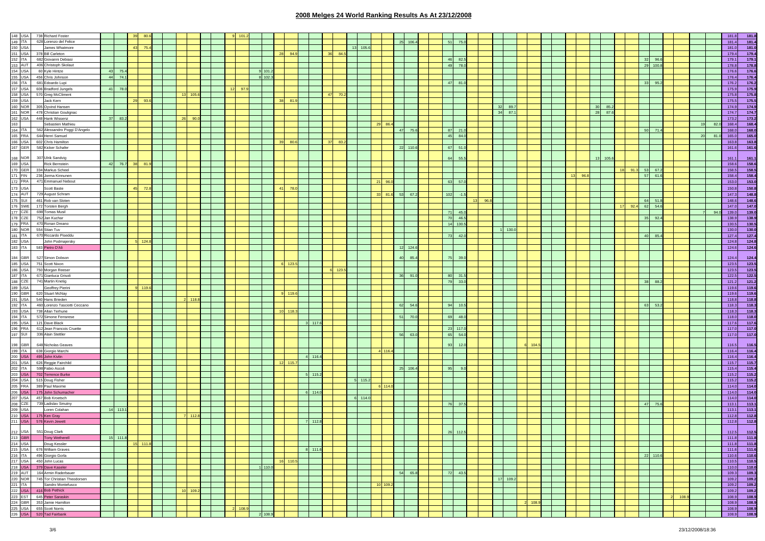# 2008 Melges 24 World Ranking Results As At 23/12/2008

| | | | | | | | | | | | | | | | | | | | | | | | | | | | | | | |
|---|---|---|---|---|---|---|---|---|---|---|---|---|---|---|---|---|---|---|---|---|---|---|---|---|---|---|---|---|---|---|
| 148 | USA | 738 | Richard Foster | | 39 80.6 | | | | 9 101.2 | | | | | | | | | | | | | | | | | | | | 181.8 | 181.8 |
| 149 | ITA | 628 | Lorenzo del Felice | | | | | | | | | | | | | 25 106.4 | | 51 75.0 | | | | | | | | | | | 181.4 | 181.4 |
| 150 | USA | | James Whatmore | | 43 75.4 | | | | | | | | | 13 105.6 | | | | | | | | | | | | | | | 181.0 | 181.0 |
| 151 | USA | 378 | Bill Carleton | | | | | | | | 28 94.9 | | 36 84.5 | | | | | | | | | | | | | | | | 179.4 | 179.4 |
| 152 | ITA | 682 | Giovanni Debiasi | | | | | | | | | | | | | | | 46 82.5 | | | | | | | | 32 96.6 | | | 179.1 | 179.1 |
| 153 | AUT | 406 | Christoph Skolaut | | | | | | | | | | | | | | | 49 78.0 | | | | | | | | 29 100.8 | | | 178.8 | 178.8 |
| 154 | USA | 60 | Kyle Hintze | 43 75.4 | | | | | | 9 101.2 | | | | | | | | | | | | | | | | | | | 176.6 | 176.6 |
| 155 | USA | 456 | Chris Johnson | 44 74.1 | | | | | | 8 102.3 | | | | | | | | | | | | | | | | | | | 176.4 | 176.4 |
| 156 | ITA | 681 | Edoardo Lupi | | | | | | | | | | | | | | | 47 81.0 | | | | | | | | 33 95.2 | | | 176.2 | 176.2 |
| 157 | USA | 606 | Bradford Jungels | 41 78.0 | | | | | 12 97.9 | | | | | | | | | | | | | | | | | | | | 175.9 | 175.9 |
| 158 | USA | 570 | Greg McCliment | | | | 13 105.6 | | | | | | 47 70.2 | | | | | | | | | | | | | | | | 175.8 | 175.8 |
| 159 | USA | | Jack Kern | | 29 93.6 | | | | | | 38 81.9 | | | | | | | | | | | | | | | | | | 175.5 | 175.5 |
| 160 | NOR | 305 | Oyvind Hansen | | | | | | | | | | | | | | | | | 32 89.7 | | | | 30 85.2 | | | | | 174.9 | 174.9 |
| 161 | NOR | 478 | Christian Goulignac | | | | | | | | | | | | | | | | | 34 87.1 | | | | 28 87.6 | | | | | 174.7 | 174.7 |
| 162 | USA | 448 | Hank Wissenz | 37 83.2 | | | 26 90.0 | | | | | | | | | | | | | | | | | | | | | | 173.2 | 173.2 |
| 163 | | | Sebastien Mathieu | | | | | | | | | | | | 29 86.4 | | | | | | | | | | | | | 19 82.0 | 168.4 | 168.4 |
| 164 | ITA | 562 | Alessandro Poggi D'Angelo | | | | | | | | | | | | | 47 75.6 | | 87 21.0 | | | | | | | | 50 71.4 | | | 168.0 | 168.0 |
| 165 | FRA | 644 | Henri Samuel | | | | | | | | | | | | | | | 45 84.0 | | | | | | | | | | 20 81.0 | 165.0 | 165.0 |
| 166 | USA | 602 | Chris Hamilton | | | | | | | | 39 80.6 | | 37 83.2 | | | | | | | | | | | | | | | | 163.8 | 163.8 |
| 167 | GER | 582 | Kicker Schafer | | | | | | | | | | | | | 22 110.6 | | 67 51.0 | | | | | | | | | | | 161.6 | 161.6 |
| 168 | NOR | 307 | Ulrik Sandvig | | | | | | | | | | | | | | | 64 55.5 | | | | | | 13 105.6 | | | | | 161.1 | 161.1 |
| 169 | USA | | Rick Bernstein | 42 76.7 | 38 81.9 | | | | | | | | | | | | | | | | | | | | | | | | 158.6 | 158.6 |
| 170 | GER | 334 | Markus Scheel | | | | | | | | | | | | | | | | | | | | | | 18 91.3 | 53 67.2 | | | 158.5 | 158.5 |
| 171 | FIN | 236 | Jorma Kinnunen | | | | | | | | | | | | | | | | | | | | 13 96.8 | | | 57 61.6 | | | 158.4 | 158.4 |
| 172 | FRA | 471 | Emmanuel Nebout | | | | | | | | | | | | 21 96.0 | | | 63 57.0 | | | | | | | | | | | 153.0 | 153.0 |
| 173 | USA | | Scott Baste | | 45 72.8 | | | | | | 41 78.0 | | | | | | | | | | | | | | | | | | 150.8 | 150.8 |
| 174 | AUT | 729 | August Schram | | | | | | | | | | | | 33 81.6 | 53 67.2 | | 102 -1.5 | | | | | | | | | | | 147.3 | 148.8 |
| 175 | SUI | 461 | Rob van Sloten | | | | | | | | | | | | | | | | 13 96.8 | | | | | | | 64 51.8 | | | 148.6 | 148.6 |
| 176 | SWE | 172 | Torsten Bergh | | | | | | | | | | | | | | | | | | | | | | 17 92.4 | 62 54.6 | | | 147.0 | 147.0 |
| 177 | CZE | 698 | Tomas Musil | | | | | | | | | | | | | | | 71 45.0 | | | | | | | | | | 7 94.0 | 139.0 | 139.0 |
| 178 | CZE | 752 | Jan Kuchar | | | | | | | | | | | | | | | 70 46.5 | | | | | | | | 35 92.4 | | | 138.9 | 138.9 |
| 179 | FRA | 470 | Ronan Dreano | | | | | | | | | | | | | | | 14 130.5 | | | | | | | | | | | 130.5 | 130.5 |
| 180 | NOR | 554 | Stian Tuv | | | | | | | | | | | | | | | | | 1 130.0 | | | | | | | | | 130.0 | 130.0 |
| 181 | ITA | 670 | Riccardo Piseddu | | | | | | | | | | | | | | | 73 42.0 | | | | | | | | 40 85.4 | | | 127.4 | 127.4 |
| 182 | USA | | John Podmajersky | | 5 124.8 | | | | | | | | | | | | | | | | | | | | | | | | 124.8 | 124.8 |
| 183 | ITA | 583 | Pietro D'Ali | | | | | | | | | | | | | 12 124.6 | | | | | | | | | | | | | 124.6 | 124.6 |
| 184 | GBR | 527 | Simon Dobson | | | | | | | | | | | | | 40 85.4 | | 75 39.0 | | | | | | | | | | | 124.4 | 124.4 |
| 185 | USA | 751 | Scott Nixon | | | | | | | | 6 123.5 | | | | | | | | | | | | | | | | | | 123.5 | 123.5 |
| 186 | USA | 750 | Morgan Reeser | | | | | | | | | | 6 123.5 | | | | | | | | | | | | | | | | 123.5 | 123.5 |
| 187 | ITA | 671 | Gianluca Grisoli | | | | | | | | | | | | | 36 91.0 | | 80 31.5 | | | | | | | | | | | 122.5 | 122.5 |
| 188 | CZE | 741 | Martin Knetig | | | | | | | | | | | | | | | 79 33.0 | | | | | | | | 38 88.2 | | | 121.2 | 121.2 |
| 189 | USA | | Geoffrey Pierini | | 9 119.6 | | | | | | | | | | | | | | | | | | | | | | | | 119.6 | 119.6 |
| 190 | GBR | 620 | Stuart McNay | | | | | | | | 9 119.6 | | | | | | | | | | | | | | | | | | 119.6 | 119.6 |
| 191 | USA | 540 | Hans Brieden | | | | 2 118.8 | | | | | | | | | | | | | | | | | | | | | | 118.8 | 118.8 |
| 192 | ITA | 460 | Lorenzo Tasciotti Ceccano | | | | | | | | | | | | | 62 54.6 | | 94 10.5 | | | | | | | | 63 53.2 | | | 118.3 | 118.3 |
| 193 | USA | 738 | Allan Terhune | | | | | | | | 10 118.3 | | | | | | | | | | | | | | | | | | 118.3 | 118.3 |
| 194 | ITA | 572 | Simone Ferrarese | | | | | | | | | | | | | 51 70.0 | | 69 48.0 | | | | | | | | | | | 118.0 | 118.0 |
| 195 | USA | 121 | Dave Black | | | | | | | | | 3 117.6 | | | | | | | | | | | | | | | | | 117.6 | 117.6 |
| 196 | FRA | 612 | Jean Francois Cruette | | | | | | | | | | | | | | | 23 117.0 | | | | | | | | | | | 117.0 | 117.0 |
| 197 | SUI | 336 | Alain Stettler | | | | | | | | | | | | | 56 63.0 | | 65 54.0 | | | | | | | | | | | 117.0 | 117.0 |
| 198 | GBR | 648 | Nicholas Geaves | | | | | | | | | | | | | | | 93 12.0 | | | 6 104.5 | | | | | | | | 116.5 | 116.5 |
| 199 | ITA | 638 | Giorgio Marchi | | | | | | | | | | | | 4 116.4 | | | | | | | | | | | | | | 116.4 | 116.4 |
| 200 | USA | 495 | John Kivlin | | | | | | | | | 4 116.4 | | | | | | | | | | | | | | | | | 116.4 | 116.4 |
| 201 | USA | 626 | Reggie Fairchild | | | | | | | | 12 115.7 | | | | | | | | | | | | | | | | | | 115.7 | 115.7 |
| 202 | ITA | 598 | Fabio Ascoli | | | | | | | | | | | | | 25 106.4 | | 95 9.0 | | | | | | | | | | | 115.4 | 115.4 |
| 203 | USA | 702 | Terrence Burke | | | | | | | | | 5 115.2 | | | | | | | | | | | | | | | | | 115.2 | 115.2 |
| 204 | USA | 515 | Doug Fisher | | | | | | | | | | | 5 115.2 | | | | | | | | | | | | | | | 115.2 | 115.2 |
| 205 | FRA | 389 | Paul Maxime | | | | | | | | | | | | 6 114.0 | | | | | | | | | | | | | | 114.0 | 114.0 |
| 206 | USA | 175 | John Schumacher | | | | | | | | | 6 114.0 | | | | | | | | | | | | | | | | | 114.0 | 114.0 |
| 207 | USA | 457 | Bob Kroetsch | | | | | | | | | | | 6 114.0 | | | | | | | | | | | | | | | 114.0 | 114.0 |
| 208 | CZE | 739 | Ladislav Smutny | | | | | | | | | | | | | | | 76 37.5 | | | | | | | | 47 75.6 | | | 113.1 | 113.1 |
| 209 | USA | | Loren Colahan | 14 113.1 | | | | | | | | | | | | | | | | | | | | | | | | | 113.1 | 113.1 |
| 210 | USA | 175 | Ken Gray | | | | 7 112.8 | | | | | | | | | | | | | | | | | | | | | | 112.8 | 112.8 |
| 211 | USA | 576 | Kevin Jewett | | | | | | | | | 7 112.8 | | | | | | | | | | | | | | | | | 112.8 | 112.8 |
| 212 | USA | 551 | Doug Clark | | | | | | | | | | | | | | | 26 112.5 | | | | | | | | | | | 112.5 | 112.5 |
| 213 | GBR | | Tony Wetherell | 15 111.8 | | | | | | | | | | | | | | | | | | | | | | | | | 111.8 | 111.8 |
| 214 | USA | | Doug Kessler | | 15 111.8 | | | | | | | | | | | | | | | | | | | | | | | | 111.8 | 111.8 |
| 215 | USA | 676 | William Graves | | | | | | | | | 8 111.6 | | | | | | | | | | | | | | | | | 111.6 | 111.6 |
| 216 | ITA | 496 | Giorgio Gorla | | | | | | | | | | | | | | | | | | | | | | | 22 110.6 | | | 110.6 | 110.6 |
| 217 | USA | 450 | John Lucas | | | | | | | | 16 110.5 | | | | | | | | | | | | | | | | | | 110.5 | 110.5 |
| 218 | USA | 379 | Dave Kaseler | | | | | | | 1 110.0 | | | | | | | | | | | | | | | | | | | 110.0 | 110.0 |
| 219 | AUT | 164 | Armin Raderbauer | | | | | | | | | | | | | 54 65.8 | | 72 43.5 | | | | | | | | | | | 109.3 | 109.3 |
| 220 | NOR | 745 | Tor Christian Theodorsen | | | | | | | | | | | | | | | | | 17 109.2 | | | | | | | | | 109.2 | 109.2 |
| 221 | ITA | | Sandro Montefusco | | | | | | | | | | | | 10 109.2 | | | | | | | | | | | | | | 109.2 | 109.2 |
| 222 | USA | 416 | Bob Pethick | | | | 10 109.2 | | | | | | | | | | | | | | | | | | | | | | 109.2 | 109.2 |
| 223 | EST | 645 | Peter Saraskin | | | | | | | | | | | | | | | | | | | | | | | | 2 108.9 | | 108.9 | 108.9 |
| 224 | GBR | 353 | Jamie Hamilton | | | | | | | | | | | | | | | | | | 2 108.9 | | | | | | | | 108.9 | 108.9 |
| 225 | USA | 655 | Scott Norris | | | | | | 2 108.9 | | | | | | | | | | | | | | | | | | | | 108.9 | 108.9 |
| 226 | USA | 520 | Tad Fairbank | | | | | | | 2 108.9 | | | | | | | | | | | | | | | | | | | 108.9 | 108.9 |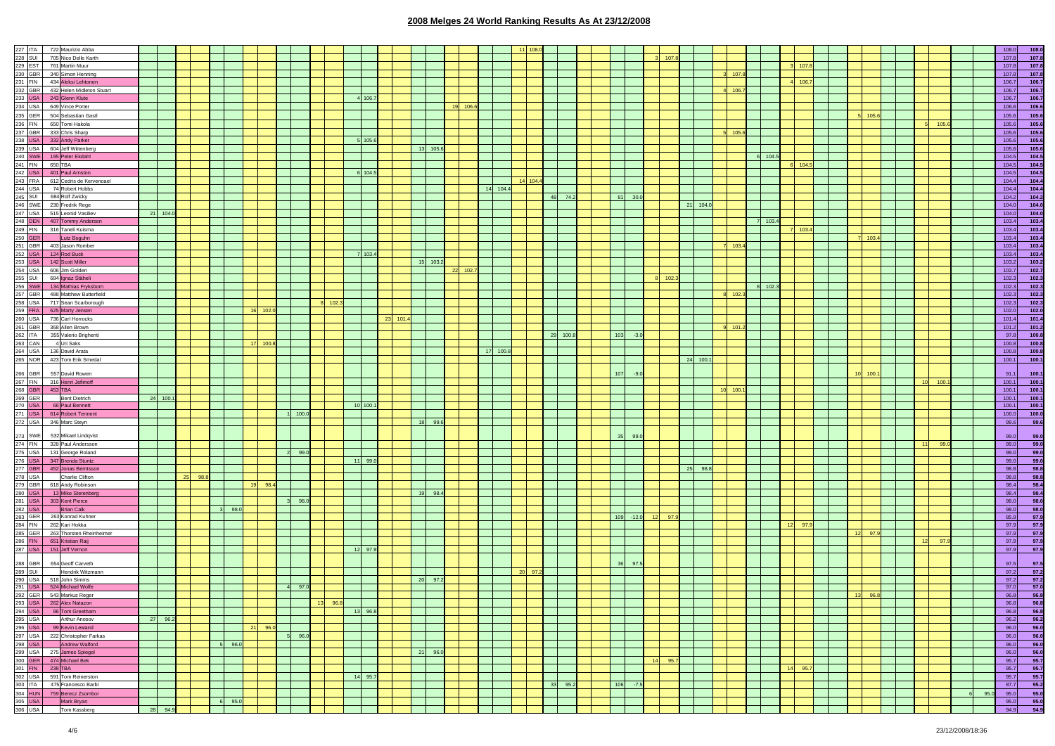## 2008 Melges 24 World Ranking Results As At 23/12/2008

| | | | | | | | | | | | | | | | | | | | | | | | | | | | | | | |
|---|---|---|---|---|---|---|---|---|---|---|---|---|---|---|---|---|---|---|---|---|---|---|---|---|---|---|---|---|---|---|
| 227 | ITA | 722 | Maurizio Abba | | | | | | | | | | | | 11 108.0 | | | | | | | | | | | | | | 108.0 | 108.0 |
| 228 | SUI | 705 | Nico Delle Karth | | | | | | | | | | | | | | | | 3 107.8 | | | | | | | | | | 107.8 | 107.8 |
| 229 | EST | 761 | Martin Muur | | | | | | | | | | | | | | | | | | | | 3 107.8 | | | | | | 107.8 | 107.8 |
| 230 | GBR | 340 | Simon Henning | | | | | | | | | | | | | | | | | | 3 107.8 | | | | | | | | 107.8 | 107.8 |
| 231 | FIN | 434 | Aleksi Lehtonen | | | | | | | | | | | | | | | | | | | | 4 106.7 | | | | | | 106.7 | 106.7 |
| 232 | GBR | 432 | Helen Midleton Stuart | | | | | | | | | | | | | | | | | | 4 106.7 | | | | | | | | 106.7 | 106.7 |
| 233 | USA | 243 | Glenn Klute | | | | | | | 4 106.7 | | | | | | | | | | | | | | | | | | | 106.7 | 106.7 |
| 234 | USA | 649 | Vince Porter | | | | | | | | | | 19 106.6 | | | | | | | | | | | | | | | | 106.6 | 106.6 |
| 235 | GER | 504 | Sebastian Gastl | | | | | | | | | | | | | | | | | | | | | | 5 105.6 | | | | 105.6 | 105.6 |
| 236 | FIN | 650 | Tomi Hakola | | | | | | | | | | | | | | | | | | | | | | | | 5 105.6 | | 105.6 | 105.6 |
| 237 | GBR | 333 | Chris Sharp | | | | | | | | | | | | | | | | | | 5 105.6 | | | | | | | | 105.6 | 105.6 |
| 238 | USA | 332 | Andy Parker | | | | | | | 5 105.6 | | | | | | | | | | | | | | | | | | | 105.6 | 105.6 |
| 239 | USA | 604 | Jeff Wittenberg | | | | | | | | | 13 105.6 | | | | | | | | | | | | | | | | | 105.6 | 105.6 |
| 240 | SWE | 195 | Peter Ekdahl | | | | | | | | | | | | | | | | | | | 6 104.5 | | | | | | | 104.5 | 104.5 |
| 241 | FIN | 650 | TBA | | | | | | | | | | | | | | | | | | | | 6 104.5 | | | | | | 104.5 | 104.5 |
| 242 | USA | 401 | Paul Amston | | | | | | | 6 104.5 | | | | | | | | | | | | | | | | | | | 104.5 | 104.5 |
| 243 | FRA | 612 | Cedris de Kervenoael | | | | | | | | | | | | 14 104.4 | | | | | | | | | | | | | | 104.4 | 104.4 |
| 244 | USA | 74 | Robert Hobbs | | | | | | | | | | | 14 104.4 | | | | | | | | | | | | | | | 104.4 | 104.4 |
| 245 | SUI | 684 | Rolf Zwicky | | | | | | | | | | | | | 48 74.2 | | 81 30.0 | | | | | | | | | | | 104.2 | 104.2 |
| 246 | SWE | 230 | Fredrik Rege | | | | | | | | | | | | | | | | | 21 104.0 | | | | | | | | | 104.0 | 104.0 |
| 247 | USA | 515 | Leonid Vasiliev | 21 104.0 | | | | | | | | | | | | | | | | | | | | | | | | | 104.0 | 104.0 |
| 248 | DEN | 407 | Tommy Andersen | | | | | | | | | | | | | | | | | | | 7 103.4 | | | | | | | 103.4 | 103.4 |
| 249 | FIN | 316 | Taneli Kuisma | | | | | | | | | | | | | | | | | | | | 7 103.4 | | | | | | 103.4 | 103.4 |
| 250 | GER | | Lutz Boguhn | | | | | | | | | | | | | | | | | | | | | | 7 103.4 | | | | 103.4 | 103.4 |
| 251 | GBR | 403 | Jason Romber | | | | | | | | | | | | | | | | | | 7 103.4 | | | | | | | | 103.4 | 103.4 |
| 252 | USA | 124 | Rod Buck | | | | | | | 7 103.4 | | | | | | | | | | | | | | | | | | | 103.4 | 103.4 |
| 253 | USA | 142 | Scott Miller | | | | | | | | | 15 103.2 | | | | | | | | | | | | | | | | | 103.2 | 103.2 |
| 254 | USA | 606 | Jim Golden | | | | | | | | | | 22 102.7 | | | | | | | | | | | | | | | | 102.7 | 102.7 |
| 255 | SUI | 684 | Ignaz Stäheli | | | | | | | | | | | | | | | | 8 102.3 | | | | | | | | | | 102.3 | 102.3 |
| 256 | SWE | 134 | Mathias Fryksborn | | | | | | | | | | | | | | | | | | | 8 102.3 | | | | | | | 102.3 | 102.3 |
| 257 | GBR | 488 | Matthew Butterfield | | | | | | | | | | | | | | | | | | 8 102.3 | | | | | | | | 102.3 | 102.3 |
| 258 | USA | 717 | Sean Scarborough | | | | | | 8 102.3 | | | | | | | | | | | | | | | | | | | | 102.3 | 102.3 |
| 259 | FRA | 625 | Marty Jensen | | | | 16 102.0 | | | | | | | | | | | | | | | | | | | | | | 102.0 | 102.0 |
| 260 | USA | 736 | Carl Horrocks | | | | | | | | 23 101.4 | | | | | | | | | | | | | | | | | | 101.4 | 101.4 |
| 261 | GBR | 368 | Allen Brown | | | | | | | | | | | | | | | | | | 9 101.2 | | | | | | | | 101.2 | 101.2 |
| 262 | ITA | 355 | Valerio Brighenti | | | | | | | | | | | | | 29 100.8 | | 103 -3.0 | | | | | | | | | | | 97.8 | 100.8 |
| 263 | CAN | 4 | Uri Saks | | | | 17 100.8 | | | | | | | | | | | | | | | | | | | | | | 100.8 | 100.8 |
| 264 | USA | 136 | David Arata | | | | | | | | | | | 17 100.8 | | | | | | | | | | | | | | | 100.8 | 100.8 |
| 265 | NOR | 423 | Tom Erik Smedal | | | | | | | | | | | | | | | | | 24 100.1 | | | | | | | | | 100.1 | 100.1 |
| 266 | GBR | 557 | David Rowen | | | | | | | | | | | | | | | 107 -9.0 | | | | | | | 10 100.1 | | | | 91.1 | 100.1 |
| 267 | FIN | 316 | Henri Jefimoff | | | | | | | | | | | | | | | | | | | | | | | | 10 100.1 | | 100.1 | 100.1 |
| 268 | GBR | 453 | TBA | | | | | | | | | | | | | | | | | | 10 100.1 | | | | | | | | 100.1 | 100.1 |
| 269 | GER | | Bent Dietrich | 24 100.1 | | | | | | | | | | | | | | | | | | | | | | | | | 100.1 | 100.1 |
| 270 | USA | 66 | Paul Bennett | | | | | | | 10 100.1 | | | | | | | | | | | | | | | | | | | 100.1 | 100.1 |
| 271 | USA | 614 | Robert Tennent | | | | | 1 100.0 | | | | | | | | | | | | | | | | | | | | | 100.0 | 100.0 |
| 272 | USA | 346 | Marc Steyn | | | | | | | | | 18 99.6 | | | | | | | | | | | | | | | | | 99.6 | 99.6 |
| 273 | SWE | 532 | Mikael Lindqvist | | | | | | | | | | | | | | | 35 99.0 | | | | | | | | | | | 99.0 | 99.0 |
| 274 | FIN | 328 | Paul Andersson | | | | | | | | | | | | | | | | | | | | | | | | 11 99.0 | | 99.0 | 99.0 |
| 275 | USA | 131 | George Roland | | | | | 2 99.0 | | | | | | | | | | | | | | | | | | | | | 99.0 | 99.0 |
| 276 | USA | 347 | Brenda Stuntz | | | | | | | 11 99.0 | | | | | | | | | | | | | | | | | | | 99.0 | 99.0 |
| 277 | GBR | 452 | Jonas Berntsson | | | | | | | | | | | | | | | | | 25 98.8 | | | | | | | | | 98.8 | 98.8 |
| 278 | USA | | Charlie Clifton | | 25 98.8 | | | | | | | | | | | | | | | | | | | | | | | | 98.8 | 98.8 |
| 279 | GBR | 618 | Andy Robinson | | | | 19 98.4 | | | | | | | | | | | | | | | | | | | | | | 98.4 | 98.4 |
| 280 | USA | 13 | Mike Sterenberg | | | | | | | | | 19 98.4 | | | | | | | | | | | | | | | | | 98.4 | 98.4 |
| 281 | USA | 303 | Kent Pierce | | | | | 3 98.0 | | | | | | | | | | | | | | | | | | | | | 98.0 | 98.0 |
| 282 | USA | | Brian Calk | | | 3 98.0 | | | | | | | | | | | | | | | | | | | | | | | 98.0 | 98.0 |
| 283 | GER | 263 | Konrad Kuhner | | | | | | | | | | | | | | | 109 -12.0 | 12 97.9 | | | | | | | | | | 85.9 | 97.9 |
| 284 | FIN | 262 | Kari Hoikka | | | | | | | | | | | | | | | | | | | | 12 97.9 | | | | | | 97.9 | 97.9 |
| 285 | GER | 263 | Thorsten Rheinheimer | | | | | | | | | | | | | | | | | | | | | | 12 97.9 | | | | 97.9 | 97.9 |
| 286 | FIN | 651 | Kristian Raij | | | | | | | | | | | | | | | | | | | | | | | | 12 97.9 | | 97.9 | 97.9 |
| 287 | USA | 151 | Jeff Vernon | | | | | | | 12 97.9 | | | | | | | | | | | | | | | | | | | 97.9 | 97.9 |
| 288 | GBR | 654 | Geoff Carveth | | | | | | | | | | | | | | | 36 97.5 | | | | | | | | | | | 97.5 | 97.5 |
| 289 | SUI | | Hendrik Witzmann | | | | | | | | | | | | 20 97.2 | | | | | | | | | | | | | | 97.2 | 97.2 |
| 290 | USA | 518 | John Simms | | | | | | | | | 20 97.2 | | | | | | | | | | | | | | | | | 97.2 | 97.2 |
| 291 | USA | 524 | Michael Wolfe | | | | | 4 97.0 | | | | | | | | | | | | | | | | | | | | | 97.0 | 97.0 |
| 292 | GER | 543 | Markus Reger | | | | | | | | | | | | | | | | | | | | | | 13 96.8 | | | | 96.8 | 96.8 |
| 293 | USA | 262 | Alex Natazon | | | | | | 13 96.8 | | | | | | | | | | | | | | | | | | | | 96.8 | 96.8 |
| 294 | USA | 96 | Tom Greetham | | | | | | | 13 96.8 | | | | | | | | | | | | | | | | | | | 96.8 | 96.8 |
| 295 | USA | | Arthur Anosov | 27 96.2 | | | | | | | | | | | | | | | | | | | | | | | | | 96.2 | 96.2 |
| 296 | USA | 99 | Kevin Lewand | | | | 21 96.0 | | | | | | | | | | | | | | | | | | | | | | 96.0 | 96.0 |
| 297 | USA | 222 | Christopher Farkas | | | | | 5 96.0 | | | | | | | | | | | | | | | | | | | | | 96.0 | 96.0 |
| 298 | USA | | Andrew Walford | | | 5 96.0 | | | | | | | | | | | | | | | | | | | | | | | 96.0 | 96.0 |
| 299 | USA | 275 | James Spiegel | | | | | | | | | 21 96.0 | | | | | | | | | | | | | | | | | 96.0 | 96.0 |
| 300 | GER | 474 | Michael Bek | | | | | | | | | | | | | | | | 14 95.7 | | | | | | | | | | 95.7 | 95.7 |
| 301 | FIN | 238 | TBA | | | | | | | | | | | | | | | | | | | | 14 95.7 | | | | | | 95.7 | 95.7 |
| 302 | USA | 591 | Tom Reinerston | | | | | | | 14 95.7 | | | | | | | | | | | | | | | | | | | 95.7 | 95.7 |
| 303 | ITA | 475 | Francesco Barbi | | | | | | | | | | | | | 33 95.2 | | 106 -7.5 | | | | | | | | | | | 87.7 | 95.2 |
| 304 | HUN | 759 | Berecz Zsombor | | | | | | | | | | | | | | | | | | | | | | | | | 6 95.0 | 95.0 | 95.0 |
| 305 | USA | | Mark Bryan | | | 6 95.0 | | | | | | | | | | | | | | | | | | | | | | | 95.0 | 95.0 |
| 306 | USA | | Tom Kassberg | 28 94.9 | | | | | | | | | | | | | | | | | | | | | | | | | 94.9 | 94.9 |

23/12/2008/18:36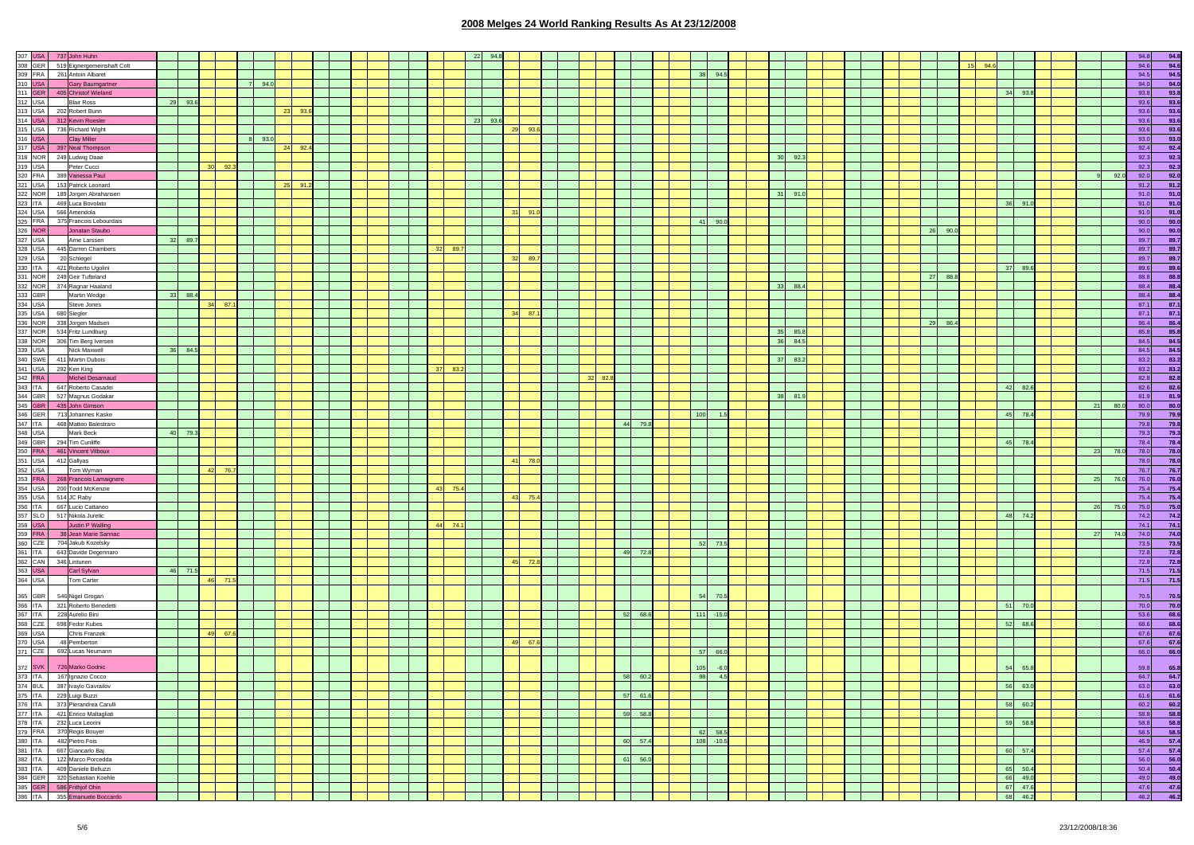# 2008 Melges 24 World Ranking Results As At 23/12/2008

| | | | | | | | | | | | | | | | | | | | | | | | | | | | | | | | | | | | | | | | | | | | | | | | | | | | | | |
|---|---|---|---|---|---|---|---|---|---|---|---|---|---|---|---|---|---|---|---|---|---|---|---|---|---|---|---|---|---|---|---|---|---|---|---|---|---|---|---|---|---|---|---|---|---|---|---|---|---|---|---|---|---|---|---|
| 307 | USA | 737 | John Huhn | | | | | | | | | | | | | | | | | 22 | 94.8 | | | | | | | | | | | | | | | | | | | | | | | | | | | | | | | | | 94.8 | 94.8 |
| 308 | GER | 519 | Eignergemeinschaft Colt | | | | | | | | | | | | | | | | | | | | | | | | | | | | | | | | | | | | | | | | | | | 15 | 94.6 | | | | | | | 94.6 | 94.6 |
| 309 | FRA | 261 | Antoin Albaret | | | | | | | | | | | | | | | | | | | | | | | | | | | | | 38 | 94.5 | | | | | | | | | | | | | | | | | | | | | 94.5 | 94.5 |
| 310 | USA | | Gary Baumgartner | | | | | 7 | 94.0 | | | | | | | | | | | | | | | | | | | | | | | | | | | | | | | | | | | | | | | | | | | | | 94.0 | 94.0 |
| 311 | GER | 405 | Christof Wieland | | | | | | | | | | | | | | | | | | | | | | | | | | | | | | | | | | | | | | | | | | | | | 34 | 93.8 | | | | | 93.8 | 93.8 |
| 312 | USA | | Blair Ross | 29 | 93.6 | | | | | | | | | | | | | | | | | | | | | | | | | | | | | | | | | | | | | | | | | | | | | | | | | 93.6 | 93.6 |
| 313 | USA | 202 | Robert Bunn | | | | | | | 23 | 93.6 | | | | | | | | | | | | | | | | | | | | | | | | | | | | | | | | | | | | | | | | | 93.6 | 93.6 |
| 314 | USA | 312 | Kevin Roesler | | | | | | | | | | | | | | | | | 23 | 93.6 | | | | | | | | | | | | | | | | | | | | | | | | | | | | | | | | | 93.6 | 93.6 |
| 315 | USA | 736 | Richard Wight | | | | | | | | | | | | | | | | | | | 29 | 93.6 | | | | | | | | | | | | | | | | | | | | | | | | | | | | | | | 93.6 | 93.6 |
| 316 | USA | | Clay Miller | | | | | 8 | 93.0 | | | | | | | | | | | | | | | | | | | | | | | | | | | | | | | | | | | | | | | | | | | | | 93.0 | 93.0 |
| 317 | USA | 397 | Neal Thompson | | | | | | | 24 | 92.4 | | | | | | | | | | | | | | | | | | | | | | | | | | | | | | | | | | | | | | | | | 92.4 | 92.4 |
| 318 | NOR | 249 | Ludwig Daae | | | | | | | | | | | | | | | | | | | | | | | | | | | | | | | | | 30 | 92.3 | | | | | | | | | | | | | | | | | 92.3 | 92.3 |
| 319 | USA | | Peter Cucci | | | 30 | 92.3 | | | | | | | | | | | | | | | | | | | | | | | | | | | | | | | | | | | | | | | | | | | | | | | 92.3 | 92.3 |
| 320 | FRA | 389 | Vanessa Paul | | | | | | | | | | | | | | | | | | | | | | | | | | | | | | | | | | | | | | | | | | | | | | | | | 9 | 92.0 | 92.0 | 92.0 |
| 321 | USA | 153 | Patrick Leonard | | | | | | | 25 | 91.2 | | | | | | | | | | | | | | | | | | | | | | | | | | | | | | | | | | | | | | | | | 91.2 | 91.2 |
| 322 | NOR | 189 | Jorgen Abrahansen | | | | | | | | | | | | | | | | | | | | | | | | | | | | | | | | | 31 | 91.0 | | | | | | | | | | | | | | | | | 91.0 | 91.0 |
| 323 | ITA | 469 | Luca Bovolato | | | | | | | | | | | | | | | | | | | | | | | | | | | | | | | | | | | | | | | | | | | | | 36 | 91.0 | | | | | 91.0 | 91.0 |
| 324 | USA | 566 | Amendola | | | | | | | | | | | | | | | | | | | 31 | 91.0 | | | | | | | | | | | | | | | | | | | | | | | | | | | | | | | 91.0 | 91.0 |
| 325 | FRA | 375 | Francois Lebourdais | | | | | | | | | | | | | | | | | | | | | | | | | | | | | 41 | 90.0 | | | | | | | | | | | | | | | | | | | | | 90.0 | 90.0 |
| 326 | NOR | | Jonatan Staubo | | | | | | | | | | | | | | | | | | | | | | | | | | | | | | | | | | | | | | | | | 26 | 90.0 | | | | | | | | | 90.0 | 90.0 |
| 327 | USA | | Arne Larssen | 32 | 89.7 | | | | | | | | | | | | | | | | | | | | | | | | | | | | | | | | | | | | | | | | | | | | | | | | | 89.7 | 89.7 |
| 328 | USA | 445 | Darren Chambers | | | | | | | | | | | | | | | 32 | 89.7 | | | | | | | | | | | | | | | | | | | | | | | | | | | | | | | | | | | 89.7 | 89.7 |
| 329 | USA | 20 | Schlegel | | | | | | | | | | | | | | | | | | | 32 | 89.7 | | | | | | | | | | | | | | | | | | | | | | | | | | | | | | | 89.7 | 89.7 |
| 330 | ITA | 421 | Roberto Ugolini | | | | | | | | | | | | | | | | | | | | | | | | | | | | | | | | | | | | | | | | | | | | | 37 | 89.6 | | | | | 89.6 | 89.6 |
| 331 | NOR | 249 | Geir Tufteland | | | | | | | | | | | | | | | | | | | | | | | | | | | | | | | | | | | | | | | | | 27 | 88.8 | | | | | | | | | 88.8 | 88.8 |
| 332 | NOR | 374 | Ragnar Haaland | | | | | | | | | | | | | | | | | | | | | | | | | | | | | | | | | 33 | 88.4 | | | | | | | | | | | | | | | | | 88.4 | 88.4 |
| 333 | GBR | | Martin Wedge | 33 | 88.4 | | | | | | | | | | | | | | | | | | | | | | | | | | | | | | | | | | | | | | | | | | | | | | | | | 88.4 | 88.4 |
| 334 | USA | | Steve Jones | | | 34 | 87.1 | | | | | | | | | | | | | | | | | | | | | | | | | | | | | | | | | | | | | | | | | | | | | | | 87.1 | 87.1 |
| 335 | USA | 680 | Siegler | | | | | | | | | | | | | | | | | | | 34 | 87.1 | | | | | | | | | | | | | | | | | | | | | | | | | | | | | | | 87.1 | 87.1 |
| 336 | NOR | 338 | Jorgen Madsen | | | | | | | | | | | | | | | | | | | | | | | | | | | | | | | | | | | | | | | | | 29 | 86.4 | | | | | | | | | 86.4 | 86.4 |
| 337 | NOR | 534 | Fritz Lundburg | | | | | | | | | | | | | | | | | | | | | | | | | | | | | | | | | 35 | 85.8 | | | | | | | | | | | | | | | | | 85.8 | 85.8 |
| 338 | NOR | 306 | Tim Berg Iversen | | | | | | | | | | | | | | | | | | | | | | | | | | | | | | | | | 36 | 84.5 | | | | | | | | | | | | | | | | | 84.5 | 84.5 |
| 339 | USA | | Nick Maxwell | 36 | 84.5 | | | | | | | | | | | | | | | | | | | | | | | | | | | | | | | | | | | | | | | | | | | | | | | | | 84.5 | 84.5 |
| 340 | SWE | 411 | Martin Dubois | | | | | | | | | | | | | | | | | | | | | | | | | | | | | | | | | 37 | 83.2 | | | | | | | | | | | | | | | | | 83.2 | 83.2 |
| 341 | USA | 292 | Ken King | | | | | | | | | | | | | | | 37 | 83.2 | | | | | | | | | | | | | | | | | | | | | | | | | | | | | | | | | | | 83.2 | 83.2 |
| 342 | FRA | | Michel Desarnaud | | | | | | | | | | | | | | | | | | | | | | | 32 | 82.8 | | | | | | | | | | | | | | | | | | | | | | | | | | | 82.8 | 82.8 |
| 343 | ITA | 647 | Roberto Casadei | | | | | | | | | | | | | | | | | | | | | | | | | | | | | | | | | | | | | | | | | | | | | 42 | 82.6 | | | | | 82.6 | 82.6 |
| 344 | GBR | 527 | Magnus Godakar | | | | | | | | | | | | | | | | | | | | | | | | | | | | | | | | | 38 | 81.9 | | | | | | | | | | | | | | | | | 81.9 | 81.9 |
| 345 | GBR | 435 | John Gimson | | | | | | | | | | | | | | | | | | | | | | | | | | | | | | | | | | | | | | | | | | | | | | | | | 21 | 80.0 | 80.0 | 80.0 |
| 346 | GER | 713 | Johannes Kaske | | | | | | | | | | | | | | | | | | | | | | | | | | | | | 100 | 1.5 | | | | | | | | | | | | | | | 45 | 78.4 | | | | | 79.9 | 79.9 |
| 347 | ITA | 468 | Matteo Balestraro | | | | | | | | | | | | | | | | | | | | | | | | | 44 | 79.8 | | | | | | | | | | | | | | | | | | | | | | | | | 79.8 | 79.8 |
| 348 | USA | | Mark Beck | 40 | 79.3 | | | | | | | | | | | | | | | | | | | | | | | | | | | | | | | | | | | | | | | | | | | | | | | | | 79.3 | 79.3 |
| 349 | GBR | 294 | Tim Cunliffe | | | | | | | | | | | | | | | | | | | | | | | | | | | | | | | | | | | | | | | | | | | | | 45 | 78.4 | | | | | 78.4 | 78.4 |
| 350 | FRA | 461 | Vincent Vilboux | | | | | | | | | | | | | | | | | | | | | | | | | | | | | | | | | | | | | | | | | | | | | | | | | 23 | 78.0 | 78.0 | 78.0 |
| 351 | USA | 412 | Gallyas | | | | | | | | | | | | | | | | | | | 41 | 78.0 | | | | | | | | | | | | | | | | | | | | | | | | | | | | | | | 78.0 | 78.0 |
| 352 | USA | | Tom Wyman | | | 42 | 76.7 | | | | | | | | | | | | | | | | | | | | | | | | | | | | | | | | | | | | | | | | | | | | | | | 76.7 | 76.7 |
| 353 | FRA | 268 | Francois Lamaignere | | | | | | | | | | | | | | | | | | | | | | | | | | | | | | | | | | | | | | | | | | | | | | | | | 25 | 76.0 | 76.0 | 76.0 |
| 354 | USA | 200 | Todd McKenzie | | | | | | | | | | | | | | | 43 | 75.4 | | | | | | | | | | | | | | | | | | | | | | | | | | | | | | | | | | | 75.4 | 75.4 |
| 355 | USA | 514 | JC Raby | | | | | | | | | | | | | | | | | | | 43 | 75.4 | | | | | | | | | | | | | | | | | | | | | | | | | | | | | | | 75.4 | 75.4 |
| 356 | ITA | 667 | Lucio Cattaneo | | | | | | | | | | | | | | | | | | | | | | | | | | | | | | | | | | | | | | | | | | | | | | | | | 26 | 75.0 | 75.0 | 75.0 |
| 357 | SLO | 517 | Nikola Juretic | | | | | | | | | | | | | | | | | | | | | | | | | | | | | | | | | | | | | | | | | | | | | 48 | 74.2 | | | | | 74.2 | 74.2 |
| 358 | USA | | Justin P Walling | | | | | | | | | | | | | | | 44 | 74.1 | | | | | | | | | | | | | | | | | | | | | | | | | | | | | | | | | | | 74.1 | 74.1 |
| 359 | FRA | 38 | Jean Marie Sannac | | | | | | | | | | | | | | | | | | | | | | | | | | | | | | | | | | | | | | | | | | | | | | | | | 27 | 74.0 | 74.0 | 74.0 |
| 360 | CZE | 704 | Jakub Kozelsky | | | | | | | | | | | | | | | | | | | | | | | | | | | | | 52 | 73.5 | | | | | | | | | | | | | | | | | | | | | 73.5 | 73.5 |
| 361 | ITA | 643 | Davide Degennaro | | | | | | | | | | | | | | | | | | | | | | | | | 49 | 72.8 | | | | | | | | | | | | | | | | | | | | | | | | | 72.8 | 72.8 |
| 362 | CAN | 346 | Lintunen | | | | | | | | | | | | | | | | | | | 45 | 72.8 | | | | | | | | | | | | | | | | | | | | | | | | | | | | | | | 72.8 | 72.8 |
| 363 | USA | | Carl Sylvan | 46 | 71.5 | | | | | | | | | | | | | | | | | | | | | | | | | | | | | | | | | | | | | | | | | | | | | | | | | 71.5 | 71.5 |
| 364 | USA | | Tom Carter | | | 46 | 71.5 | | | | | | | | | | | | | | | | | | | | | | | | | | | | | | | | | | | | | | | | | | | | | | | 71.5 | 71.5 |
| 365 | GBR | 546 | Nigel Grogan | | | | | | | | | | | | | | | | | | | | | | | | | | | | | 54 | 70.5 | | | | | | | | | | | | | | | | | | | | | 70.5 | 70.5 |
| 366 | ITA | 321 | Roberto Benedetti | | | | | | | | | | | | | | | | | | | | | | | | | | | | | | | | | | | | | | | | | | | | | 51 | 70.0 | | | | | 70.0 | 70.0 |
| 367 | ITA | 228 | Aurelio Bini | | | | | | | | | | | | | | | | | | | | | | | | | 52 | 68.6 | | | 111 | -15.0 | | | | | | | | | | | | | | | | | | | | | 53.6 | 68.6 |
| 368 | CZE | 698 | Fedor Kubes | | | | | | | | | | | | | | | | | | | | | | | | | | | | | | | | | | | | | | | | | | | | | 52 | 68.6 | | | | | 68.6 | 68.6 |
| 369 | USA | | Chris Franzek | | | 49 | 67.6 | | | | | | | | | | | | | | | | | | | | | | | | | | | | | | | | | | | | | | | | | | | | | | | 67.6 | 67.6 |
| 370 | USA | 48 | Pemberton | | | | | | | | | | | | | | | | | | | 49 | 67.6 | | | | | | | | | | | | | | | | | | | | | | | | | | | | | | | 67.6 | 67.6 |
| 371 | CZE | 692 | Lucas Neumann | | | | | | | | | | | | | | | | | | | | | | | | | | | | | 57 | 66.0 | | | | | | | | | | | | | | | | | | | | | 66.0 | 66.0 |
| 372 | SVK | 726 | Marko Godnic | | | | | | | | | | | | | | | | | | | | | | | | | | | | | 105 | -6.0 | | | | | | | | | | | | | | | 54 | 65.8 | | | | | 59.8 | 65.8 |
| 373 | ITA | 167 | Ignazio Cocco | | | | | | | | | | | | | | | | | | | | | | | | | 58 | 60.2 | | | 98 | 4.5 | | | | | | | | | | | | | | | | | | | | | 64.7 | 64.7 |
| 374 | BUL | 387 | Ivaylo Gavrailov | | | | | | | | | | | | | | | | | | | | | | | | | | | | | | | | | | | | | | | | | | | | | 56 | 63.0 | | | | | 63.0 | 63.0 |
| 375 | ITA | 229 | Luigi Buzzi | | | | | | | | | | | | | | | | | | | | | | | | | 57 | 61.6 | | | | | | | | | | | | | | | | | | | | | | | | | 61.6 | 61.6 |
| 376 | ITA | 373 | Pierandrea Carulli | | | | | | | | | | | | | | | | | | | | | | | | | | | | | | | | | | | | | | | | | | | | | 58 | 60.2 | | | | | 60.2 | 60.2 |
| 377 | ITA | 421 | Enrico Maltagliati | | | | | | | | | | | | | | | | | | | | | | | | | 59 | 58.8 | | | | | | | | | | | | | | | | | | | | | | | | | 58.8 | 58.8 |
| 378 | ITA | 232 | Luca Leonini | | | | | | | | | | | | | | | | | | | | | | | | | | | | | | | | | | | | | | | | | | | | | 59 | 58.8 | | | | | 58.8 | 58.8 |
| 379 | FRA | 370 | Regis Bouyer | | | | | | | | | | | | | | | | | | | | | | | | | | | | | 62 | 58.5 | | | | | | | | | | | | | | | | | | | | | 58.5 | 58.5 |
| 380 | ITA | 482 | Pietro Fois | | | | | | | | | | | | | | | | | | | | | | | | | 60 | 57.4 | | | 108 | -10.5 | | | | | | | | | | | | | | | | | | | | | 46.9 | 57.4 |
| 381 | ITA | 667 | Giancarlo Baj | | | | | | | | | | | | | | | | | | | | | | | | | | | | | | | | | | | | | | | | | | | | | 60 | 57.4 | | | | | 57.4 | 57.4 |
| 382 | ITA | 122 | Marco Porcedda | | | | | | | | | | | | | | | | | | | | | | | | | 61 | 56.0 | | | | | | | | | | | | | | | | | | | | | | | | | 56.0 | 56.0 |
| 383 | ITA | 409 | Daniele Belluzzi | | | | | | | | | | | | | | | | | | | | | | | | | | | | | | | | | | | | | | | | | | | | | 65 | 50.4 | | | | | 50.4 | 50.4 |
| 384 | GER | 320 | Sebastian Koehle | | | | | | | | | | | | | | | | | | | | | | | | | | | | | | | | | | | | | | | | | | | | | 66 | 49.0 | | | | | 49.0 | 49.0 |
| 385 | GER | 586 | Frithjof Ohin | | | | | | | | | | | | | | | | | | | | | | | | | | | | | | | | | | | | | | | | | | | | | 67 | 47.6 | | | | | 47.6 | 47.6 |
| 386 | ITA | 355 | Emanuele Boccardo | | | | | | | | | | | | | | | | | | | | | | | | | | | | | | | | | | | | | | | | | | | | | 68 | 46.2 | | | | | 46.2 | 46.2 |

23/12/2008/18:36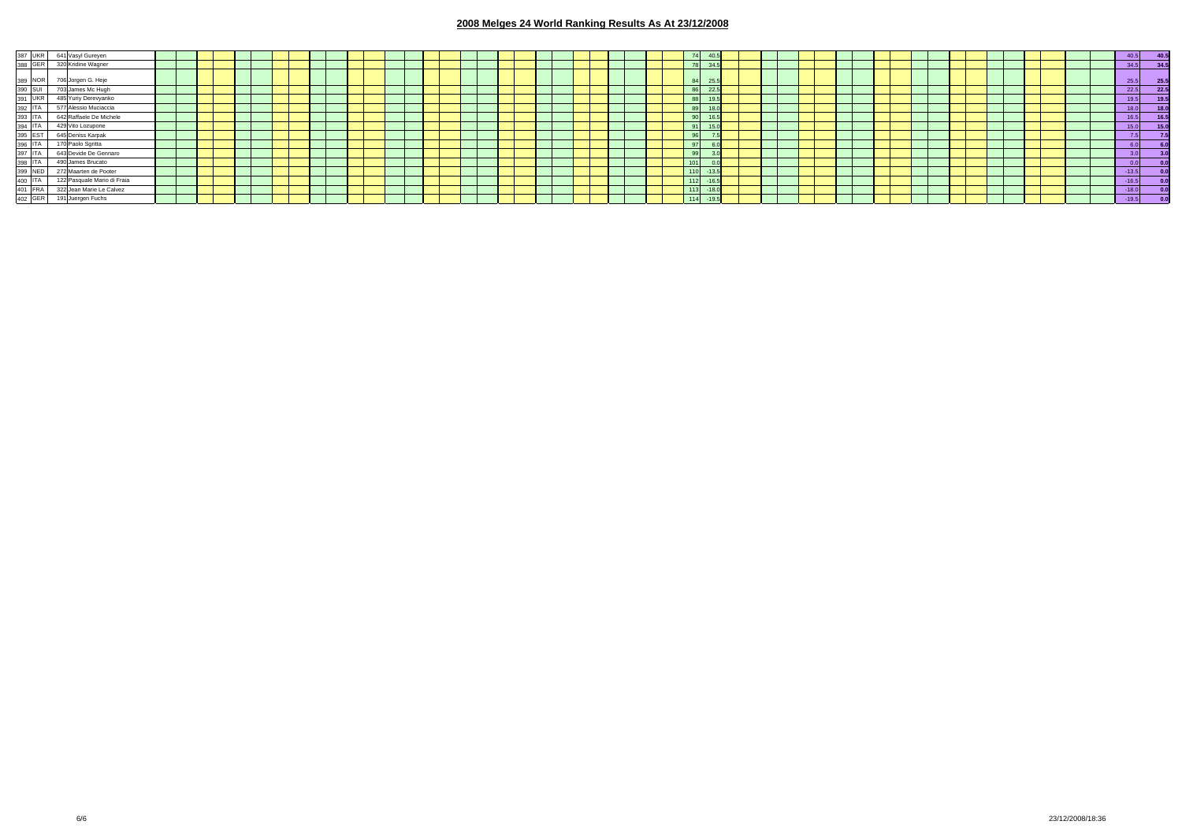## 2008 Melges 24 World Ranking Results As At 23/12/2008

| | | | | | | | | |
|---|---|---|---|---|---|---|---|---|
| 387 | UKR | 641 | Vasyl Gureyen | 74 | 40.5 | 40.5 | 40.5 |
| 388 | GER | 320 | Kristine Wagner | 78 | 34.5 | 34.5 | 34.5 |
| 389 | NOR | 706 | Jorgen G. Heje | 84 | 25.5 | 25.5 | 25.5 |
| 390 | SUI | 703 | James Mc Hugh | 86 | 22.5 | 22.5 | 22.5 |
| 391 | UKR | 485 | Yuriy Derevyanko | 88 | 19.5 | 19.5 | 19.5 |
| 392 | ITA | 577 | Alessio Muciaccia | 89 | 18.0 | 18.0 | 18.0 |
| 393 | ITA | 642 | Raffaele De Michele | 90 | 16.5 | 16.5 | 16.5 |
| 394 | ITA | 429 | Vito Lozupone | 91 | 15.0 | 15.0 | 15.0 |
| 395 | EST | 645 | Deniss Karpak | 96 | 7.5 | 7.5 | 7.5 |
| 396 | ITA | 170 | Paolo Sgritta | 97 | 6.0 | 6.0 | 6.0 |
| 397 | ITA | 643 | Devide De Gennaro | 99 | 3.0 | 3.0 | 3.0 |
| 398 | ITA | 490 | James Brucato | 101 | 0.0 | 0.0 | 0.0 |
| 399 | NED | 272 | Maarten de Pooter | 110 | -13.5 | -13.5 | 0.0 |
| 400 | ITA | 122 | Pasquale Mario di Fraia | 112 | -16.5 | -16.5 | 0.0 |
| 401 | FRA | 322 | Jean Marie Le Calvez | 113 | -18.0 | -18.0 | 0.0 |
| 402 | GER | 191 | Juergen Fuchs | 114 | -19.5 | -19.5 | 0.0 |

23/12/2008/18:36